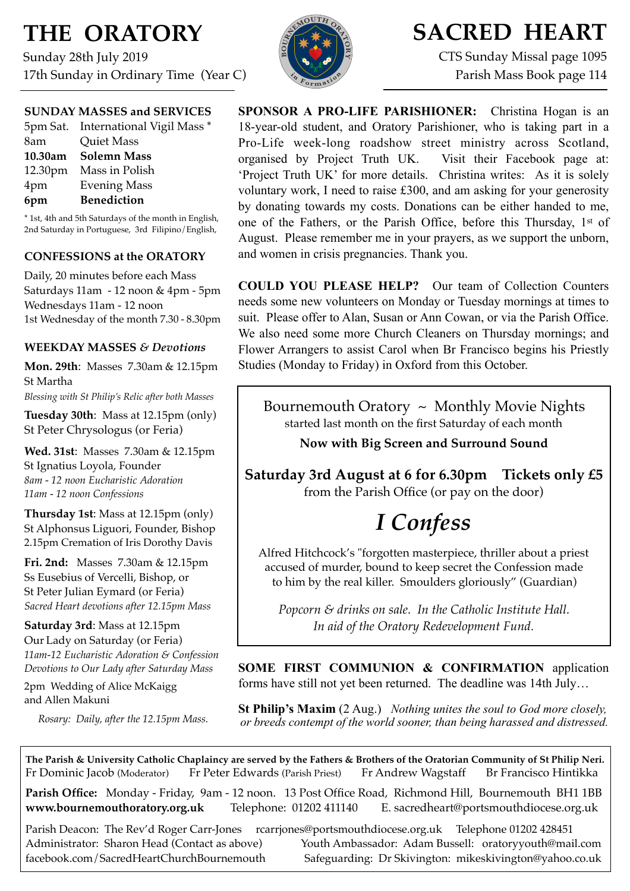# THE ORATORY

Sunday 28th July 2019
17th Sunday in Ordinary Time (Year C)

# SACRED HEART

CTS Sunday Missal page 1095
Parish Mass Book page 114

## SUNDAY MASSES and SERVICES

| | |
|---|---|
| 5pm Sat. | International Vigil Mass * |
| 8am | Quiet Mass |
| **10.30am** | **Solemn Mass** |
| 12.30pm | Mass in Polish |
| 4pm | Evening Mass |
| **6pm** | **Benediction** |

* 1st, 4th and 5th Saturdays of the month in English, 2nd Saturday in Portuguese, 3rd Filipino/English,

## CONFESSIONS at the ORATORY

Daily, 20 minutes before each Mass
Saturdays 11am - 12 noon & 4pm - 5pm
Wednesdays 11am - 12 noon
1st Wednesday of the month 7.30 - 8.30pm

## WEEKDAY MASSES *& Devotions*

**Mon. 29th**: Masses 7.30am & 12.15pm
St Martha
*Blessing with St Philip's Relic after both Masses*

**Tuesday 30th**: Mass at 12.15pm (only)
St Peter Chrysologus (or Feria)

**Wed. 31st**: Masses 7.30am & 12.15pm
St Ignatius Loyola, Founder
*8am - 12 noon Eucharistic Adoration*
*11am - 12 noon Confessions*

**Thursday 1st**: Mass at 12.15pm (only)
St Alphonsus Liguori, Founder, Bishop
2.15pm Cremation of Iris Dorothy Davis

**Fri. 2nd:** Masses 7.30am & 12.15pm
Ss Eusebius of Vercelli, Bishop, or
St Peter Julian Eymard (or Feria)
*Sacred Heart devotions after 12.15pm Mass*

**Saturday 3rd**: Mass at 12.15pm
Our Lady on Saturday (or Feria)
*11am-12 Eucharistic Adoration & Confession*
*Devotions to Our Lady after Saturday Mass*

2pm Wedding of Alice McKaigg and Allen Makuni

*Rosary: Daily, after the 12.15pm Mass.*

**SPONSOR A PRO-LIFE PARISHIONER:** Christina Hogan is an 18-year-old student, and Oratory Parishioner, who is taking part in a Pro-Life week-long roadshow street ministry across Scotland, organised by Project Truth UK. Visit their Facebook page at: 'Project Truth UK' for more details. Christina writes: As it is solely voluntary work, I need to raise £300, and am asking for your generosity by donating towards my costs. Donations can be either handed to me, one of the Fathers, or the Parish Office, before this Thursday, 1st of August. Please remember me in your prayers, as we support the unborn, and women in crisis pregnancies. Thank you.

**COULD YOU PLEASE HELP?** Our team of Collection Counters needs some new volunteers on Monday or Tuesday mornings at times to suit. Please offer to Alan, Susan or Ann Cowan, or via the Parish Office. We also need some more Church Cleaners on Thursday mornings; and Flower Arrangers to assist Carol when Br Francisco begins his Priestly Studies (Monday to Friday) in Oxford from this October.

Bournemouth Oratory ~ Monthly Movie Nights
started last month on the first Saturday of each month

**Now with Big Screen and Surround Sound**

**Saturday 3rd August at 6 for 6.30pm Tickets only £5**
from the Parish Office (or pay on the door)

## *I Confess*

Alfred Hitchcock's "forgotten masterpiece, thriller about a priest accused of murder, bound to keep secret the Confession made to him by the real killer. Smoulders gloriously" (Guardian)

*Popcorn & drinks on sale. In the Catholic Institute Hall.*
*In aid of the Oratory Redevelopment Fund.*

**SOME FIRST COMMUNION & CONFIRMATION** application forms have still not yet been returned. The deadline was 14th July…

**St Philip's Maxim** (2 Aug.) *Nothing unites the soul to God more closely, or breeds contempt of the world sooner, than being harassed and distressed.*

**The Parish & University Catholic Chaplaincy are served by the Fathers & Brothers of the Oratorian Community of St Philip Neri.**
Fr Dominic Jacob (Moderator) Fr Peter Edwards (Parish Priest) Fr Andrew Wagstaff Br Francisco Hintikka

**Parish Office:** Monday - Friday, 9am - 12 noon. 13 Post Office Road, Richmond Hill, Bournemouth BH1 1BB
**www.bournemouthoratory.org.uk** Telephone: 01202 411140 E. sacredheart@portsmouthdiocese.org.uk

Parish Deacon: The Rev'd Roger Carr-Jones rcarrjones@portsmouthdiocese.org.uk Telephone 01202 428451
Administrator: Sharon Head (Contact as above) Youth Ambassador: Adam Bussell: oratoryyouth@mail.com
facebook.com/SacredHeartChurchBournemouth Safeguarding: Dr Skivington: mikeskivington@yahoo.co.uk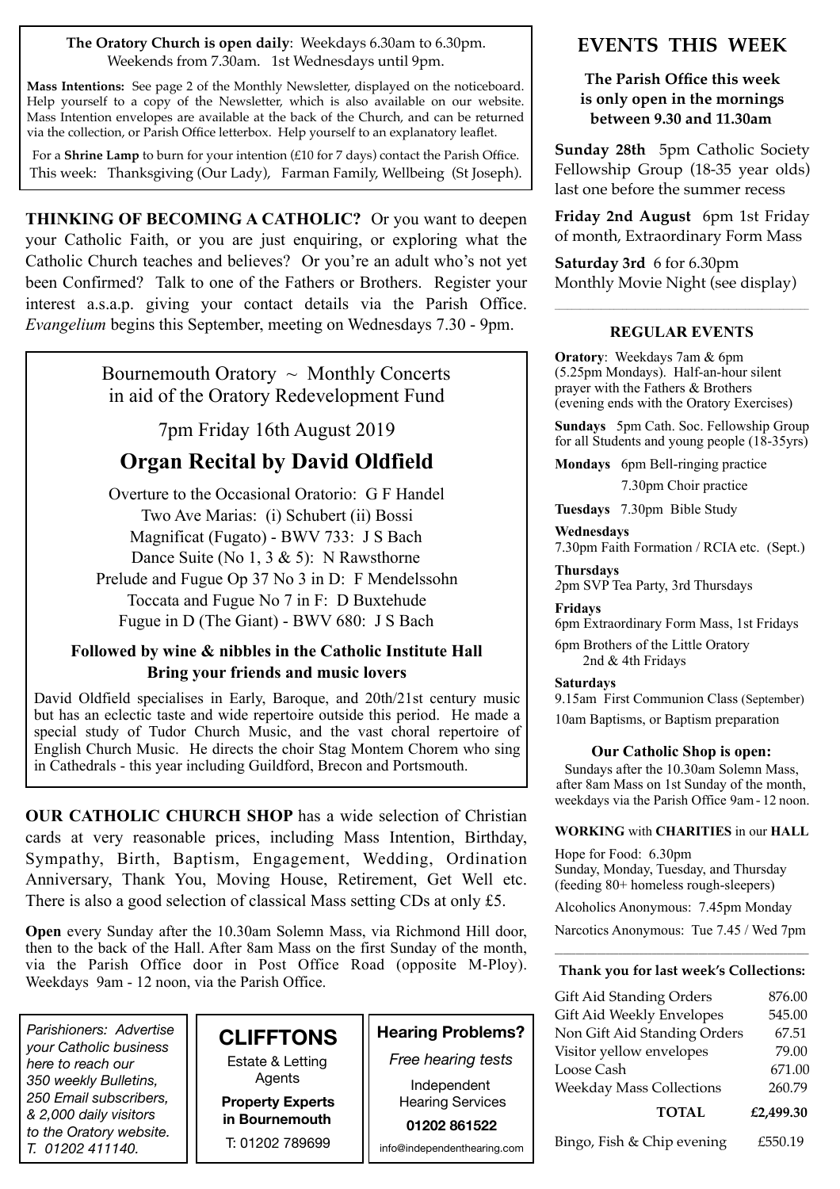**The Oratory Church is open daily**: Weekdays 6.30am to 6.30pm. Weekends from 7.30am. 1st Wednesdays until 9pm.

**Mass Intentions:** See page 2 of the Monthly Newsletter, displayed on the noticeboard. Help yourself to a copy of the Newsletter, which is also available on our website. Mass Intention envelopes are available at the back of the Church, and can be returned via the collection, or Parish Office letterbox. Help yourself to an explanatory leaflet.

For a **Shrine Lamp** to burn for your intention (£10 for 7 days) contact the Parish Office. This week: Thanksgiving (Our Lady), Farman Family, Wellbeing (St Joseph).

**THINKING OF BECOMING A CATHOLIC?** Or you want to deepen your Catholic Faith, or you are just enquiring, or exploring what the Catholic Church teaches and believes? Or you're an adult who's not yet been Confirmed? Talk to one of the Fathers or Brothers. Register your interest a.s.a.p. giving your contact details via the Parish Office. *Evangelium* begins this September, meeting on Wednesdays 7.30 - 9pm.

Bournemouth Oratory ~ Monthly Concerts in aid of the Oratory Redevelopment Fund

7pm Friday 16th August 2019

## Organ Recital by David Oldfield

Overture to the Occasional Oratorio: G F Handel
Two Ave Marias: (i) Schubert (ii) Bossi
Magnificat (Fugato) - BWV 733: J S Bach
Dance Suite (No 1, 3 & 5): N Rawsthorne
Prelude and Fugue Op 37 No 3 in D: F Mendelssohn
Toccata and Fugue No 7 in F: D Buxtehude
Fugue in D (The Giant) - BWV 680: J S Bach

**Followed by wine & nibbles in the Catholic Institute Hall**
**Bring your friends and music lovers**

David Oldfield specialises in Early, Baroque, and 20th/21st century music but has an eclectic taste and wide repertoire outside this period. He made a special study of Tudor Church Music, and the vast choral repertoire of English Church Music. He directs the choir Stag Montem Chorem who sing in Cathedrals - this year including Guildford, Brecon and Portsmouth.

**OUR CATHOLIC CHURCH SHOP** has a wide selection of Christian cards at very reasonable prices, including Mass Intention, Birthday, Sympathy, Birth, Baptism, Engagement, Wedding, Ordination Anniversary, Thank You, Moving House, Retirement, Get Well etc. There is also a good selection of classical Mass setting CDs at only £5.

**Open** every Sunday after the 10.30am Solemn Mass, via Richmond Hill door, then to the back of the Hall. After 8am Mass on the first Sunday of the month, via the Parish Office door in Post Office Road (opposite M-Ploy). Weekdays 9am - 12 noon, via the Parish Office.

*Parishioners: Advertise your Catholic business here to reach our 350 weekly Bulletins, 250 Email subscribers, & 2,000 daily visitors to the Oratory website. T. 01202 411140.*

**CLIFFTONS**
Estate & Letting Agents
**Property Experts in Bournemouth**
T: 01202 789699

**Hearing Problems?**
*Free hearing tests*
Independent Hearing Services
**01202 861522**
info@independenthearing.com

## EVENTS THIS WEEK

**The Parish Office this week is only open in the mornings between 9.30 and 11.30am**

**Sunday 28th** 5pm Catholic Society Fellowship Group (18-35 year olds) last one before the summer recess

**Friday 2nd August** 6pm 1st Friday of month, Extraordinary Form Mass

**Saturday 3rd** 6 for 6.30pm Monthly Movie Night (see display)

### REGULAR EVENTS

**Oratory**: Weekdays 7am & 6pm (5.25pm Mondays). Half-an-hour silent prayer with the Fathers & Brothers (evening ends with the Oratory Exercises)

**Sundays** 5pm Cath. Soc. Fellowship Group for all Students and young people (18-35yrs)

**Mondays** 6pm Bell-ringing practice
7.30pm Choir practice

**Tuesdays** 7.30pm Bible Study

**Wednesdays**
7.30pm Faith Formation / RCIA etc. (Sept.)

**Thursdays**
2pm SVP Tea Party, 3rd Thursdays

**Fridays**
6pm Extraordinary Form Mass, 1st Fridays
6pm Brothers of the Little Oratory 2nd & 4th Fridays

**Saturdays**
9.15am First Communion Class (September)
10am Baptisms, or Baptism preparation

**Our Catholic Shop is open:**
Sundays after the 10.30am Solemn Mass, after 8am Mass on 1st Sunday of the month, weekdays via the Parish Office 9am - 12 noon.

**WORKING** with **CHARITIES** in our **HALL**

Hope for Food: 6.30pm Sunday, Monday, Tuesday, and Thursday (feeding 80+ homeless rough-sleepers)

Alcoholics Anonymous: 7.45pm Monday

Narcotics Anonymous: Tue 7.45 / Wed 7pm

**Thank you for last week's Collections:**

| | |
|---|---|
| Gift Aid Standing Orders | 876.00 |
| Gift Aid Weekly Envelopes | 545.00 |
| Non Gift Aid Standing Orders | 67.51 |
| Visitor yellow envelopes | 79.00 |
| Loose Cash | 671.00 |
| Weekday Mass Collections | 260.79 |
| **TOTAL** | **£2,499.30** |
| Bingo, Fish & Chip evening | £550.19 |